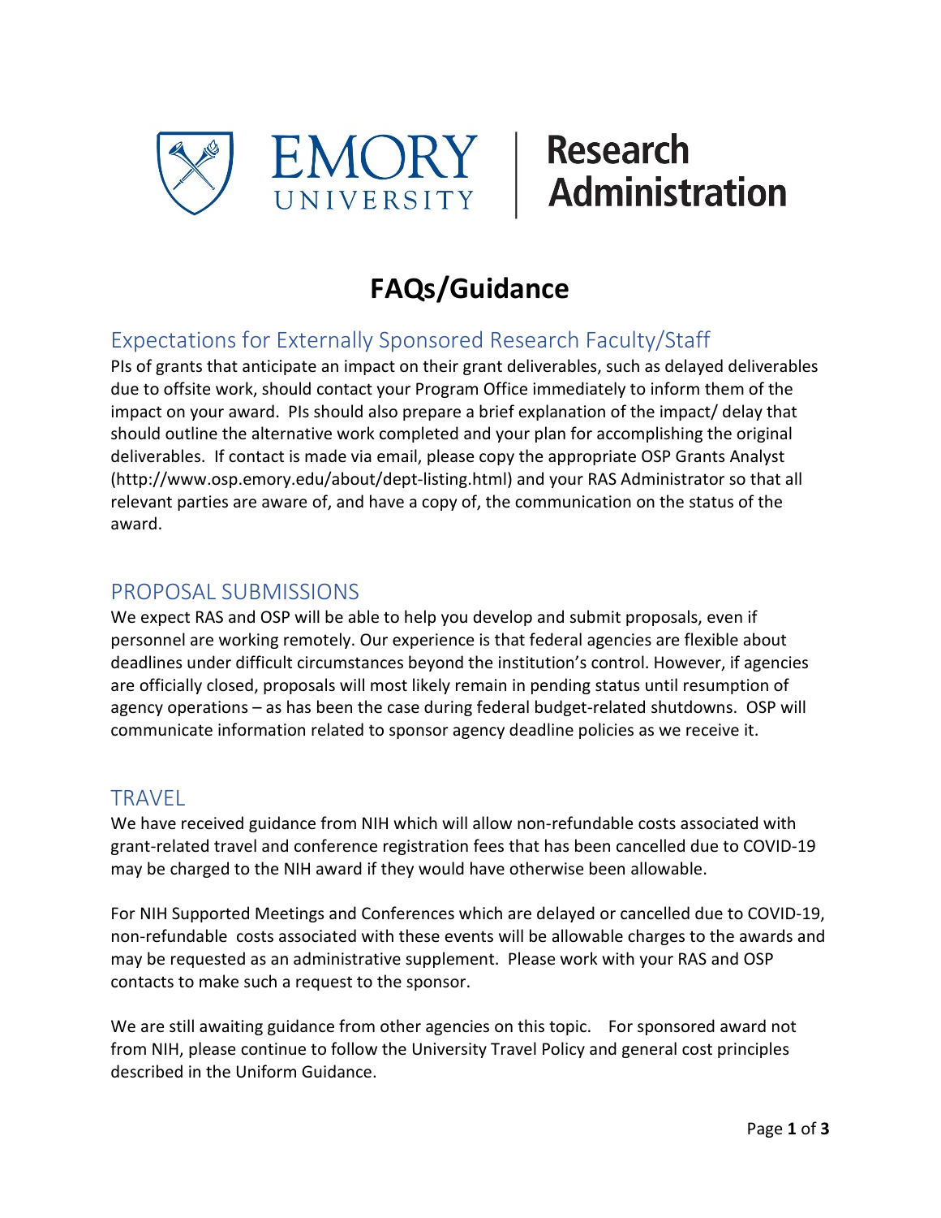EMORY UNIVERSITY | Research Administration

# FAQs/Guidance

## Expectations for Externally Sponsored Research Faculty/Staff

PIs of grants that anticipate an impact on their grant deliverables, such as delayed deliverables due to offsite work, should contact your Program Office immediately to inform them of the impact on your award. PIs should also prepare a brief explanation of the impact/ delay that should outline the alternative work completed and your plan for accomplishing the original deliverables. If contact is made via email, please copy the appropriate OSP Grants Analyst (http://www.osp.emory.edu/about/dept-listing.html) and your RAS Administrator so that all relevant parties are aware of, and have a copy of, the communication on the status of the award.

## PROPOSAL SUBMISSIONS

We expect RAS and OSP will be able to help you develop and submit proposals, even if personnel are working remotely. Our experience is that federal agencies are flexible about deadlines under difficult circumstances beyond the institution's control. However, if agencies are officially closed, proposals will most likely remain in pending status until resumption of agency operations – as has been the case during federal budget-related shutdowns. OSP will communicate information related to sponsor agency deadline policies as we receive it.

## TRAVEL

We have received guidance from NIH which will allow non-refundable costs associated with grant-related travel and conference registration fees that has been cancelled due to COVID-19 may be charged to the NIH award if they would have otherwise been allowable.

For NIH Supported Meetings and Conferences which are delayed or cancelled due to COVID-19, non-refundable costs associated with these events will be allowable charges to the awards and may be requested as an administrative supplement. Please work with your RAS and OSP contacts to make such a request to the sponsor.

We are still awaiting guidance from other agencies on this topic. For sponsored award not from NIH, please continue to follow the University Travel Policy and general cost principles described in the Uniform Guidance.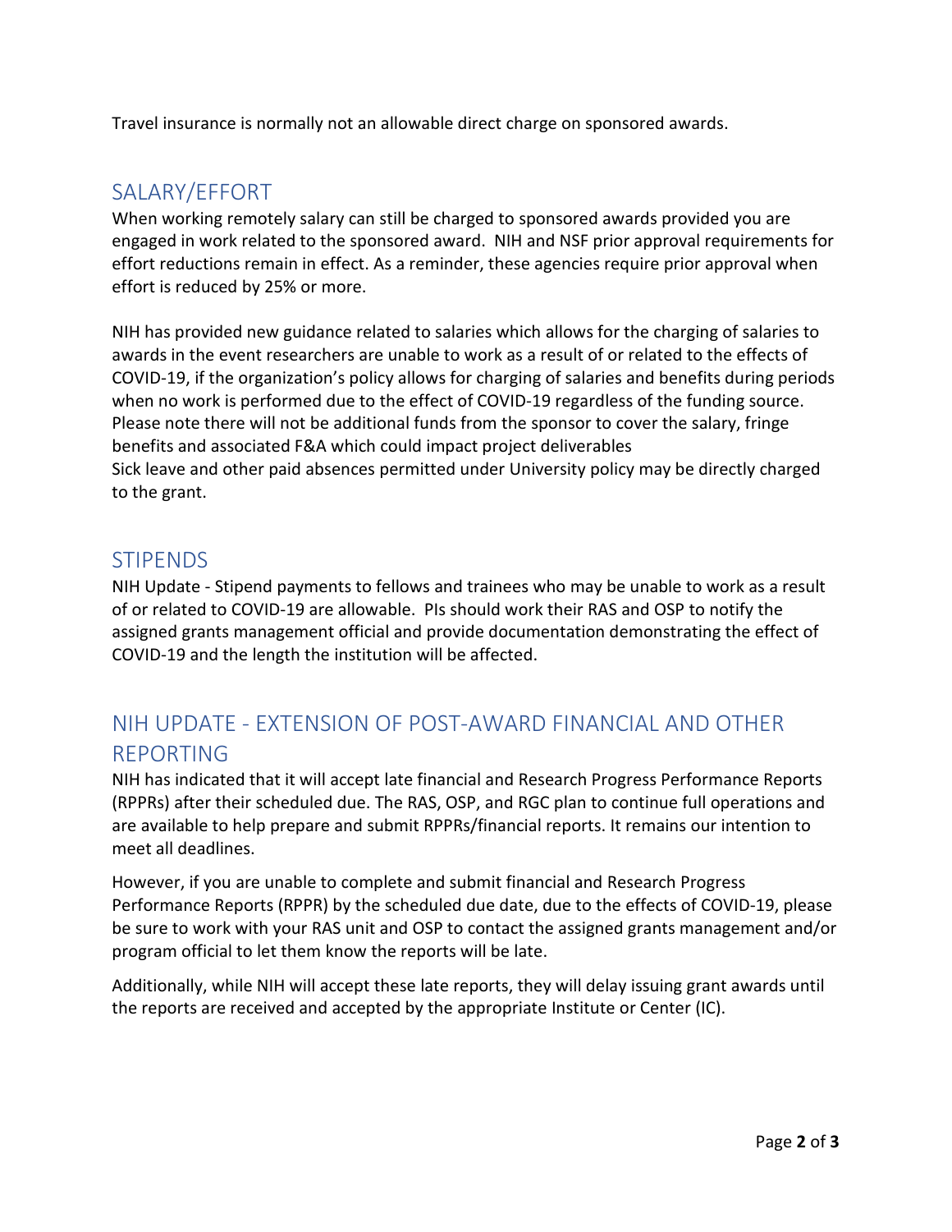Travel insurance is normally not an allowable direct charge on sponsored awards.

## SALARY/EFFORT

When working remotely salary can still be charged to sponsored awards provided you are engaged in work related to the sponsored award. NIH and NSF prior approval requirements for effort reductions remain in effect. As a reminder, these agencies require prior approval when effort is reduced by 25% or more.

NIH has provided new guidance related to salaries which allows for the charging of salaries to awards in the event researchers are unable to work as a result of or related to the effects of COVID-19, if the organization's policy allows for charging of salaries and benefits during periods when no work is performed due to the effect of COVID-19 regardless of the funding source. Please note there will not be additional funds from the sponsor to cover the salary, fringe benefits and associated F&A which could impact project deliverables
Sick leave and other paid absences permitted under University policy may be directly charged to the grant.

## STIPENDS

NIH Update - Stipend payments to fellows and trainees who may be unable to work as a result of or related to COVID-19 are allowable. PIs should work their RAS and OSP to notify the assigned grants management official and provide documentation demonstrating the effect of COVID-19 and the length the institution will be affected.

## NIH UPDATE - EXTENSION OF POST-AWARD FINANCIAL AND OTHER REPORTING

NIH has indicated that it will accept late financial and Research Progress Performance Reports (RPPRs) after their scheduled due. The RAS, OSP, and RGC plan to continue full operations and are available to help prepare and submit RPPRs/financial reports. It remains our intention to meet all deadlines.

However, if you are unable to complete and submit financial and Research Progress Performance Reports (RPPR) by the scheduled due date, due to the effects of COVID-19, please be sure to work with your RAS unit and OSP to contact the assigned grants management and/or program official to let them know the reports will be late.

Additionally, while NIH will accept these late reports, they will delay issuing grant awards until the reports are received and accepted by the appropriate Institute or Center (IC).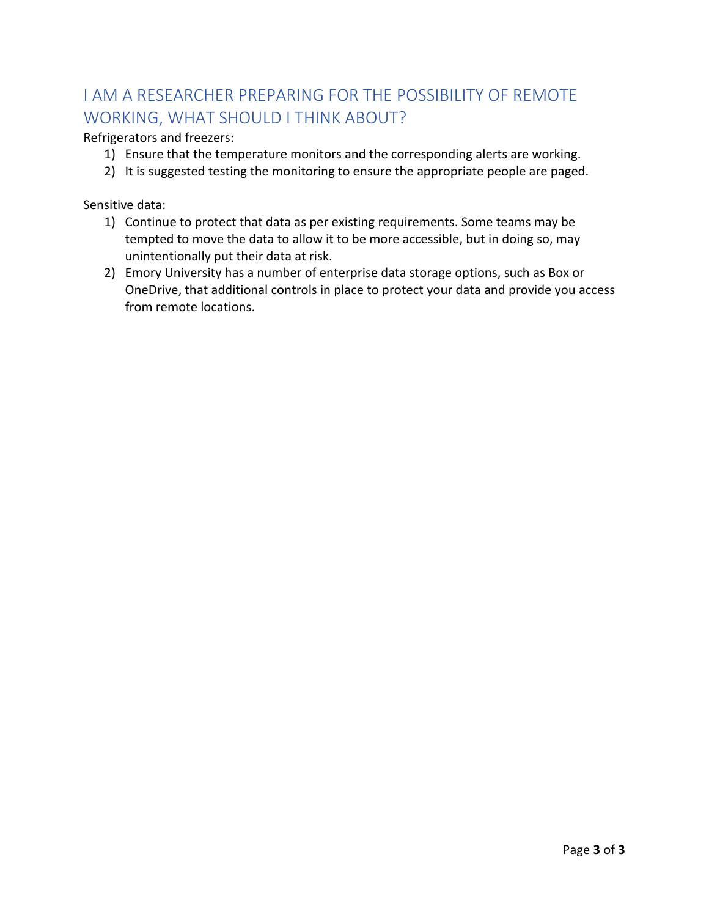## I AM A RESEARCHER PREPARING FOR THE POSSIBILITY OF REMOTE WORKING, WHAT SHOULD I THINK ABOUT?

Refrigerators and freezers:

1) Ensure that the temperature monitors and the corresponding alerts are working.
2) It is suggested testing the monitoring to ensure the appropriate people are paged.

Sensitive data:

1) Continue to protect that data as per existing requirements. Some teams may be tempted to move the data to allow it to be more accessible, but in doing so, may unintentionally put their data at risk.
2) Emory University has a number of enterprise data storage options, such as Box or OneDrive, that additional controls in place to protect your data and provide you access from remote locations.